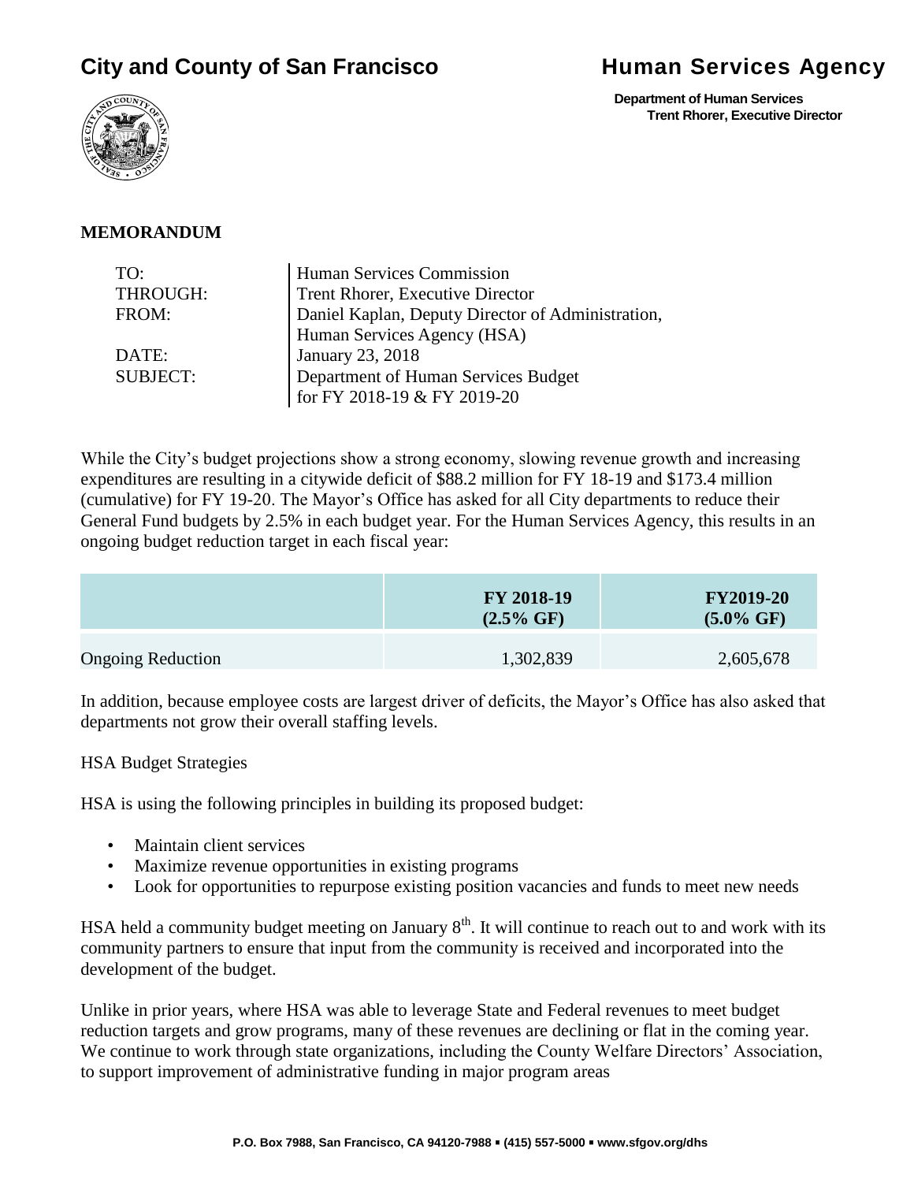# City and County of San Francisco

# Human Services Agency

**Department of Human Services**
**Trent Rhorer, Executive Director**

## MEMORANDUM

| | |
|---|---|
| TO: | Human Services Commission |
| THROUGH: | Trent Rhorer, Executive Director |
| FROM: | Daniel Kaplan, Deputy Director of Administration, Human Services Agency (HSA) |
| DATE: | January 23, 2018 |
| SUBJECT: | Department of Human Services Budget for FY 2018-19 & FY 2019-20 |

While the City's budget projections show a strong economy, slowing revenue growth and increasing expenditures are resulting in a citywide deficit of $88.2 million for FY 18-19 and $173.4 million (cumulative) for FY 19-20. The Mayor's Office has asked for all City departments to reduce their General Fund budgets by 2.5% in each budget year. For the Human Services Agency, this results in an ongoing budget reduction target in each fiscal year:

| | FY 2018-19 (2.5% GF) | FY2019-20 (5.0% GF) |
|---|---|---|
| Ongoing Reduction | 1,302,839 | 2,605,678 |

In addition, because employee costs are largest driver of deficits, the Mayor's Office has also asked that departments not grow their overall staffing levels.

HSA Budget Strategies

HSA is using the following principles in building its proposed budget:

- Maintain client services
- Maximize revenue opportunities in existing programs
- Look for opportunities to repurpose existing position vacancies and funds to meet new needs

HSA held a community budget meeting on January 8th. It will continue to reach out to and work with its community partners to ensure that input from the community is received and incorporated into the development of the budget.

Unlike in prior years, where HSA was able to leverage State and Federal revenues to meet budget reduction targets and grow programs, many of these revenues are declining or flat in the coming year. We continue to work through state organizations, including the County Welfare Directors' Association, to support improvement of administrative funding in major program areas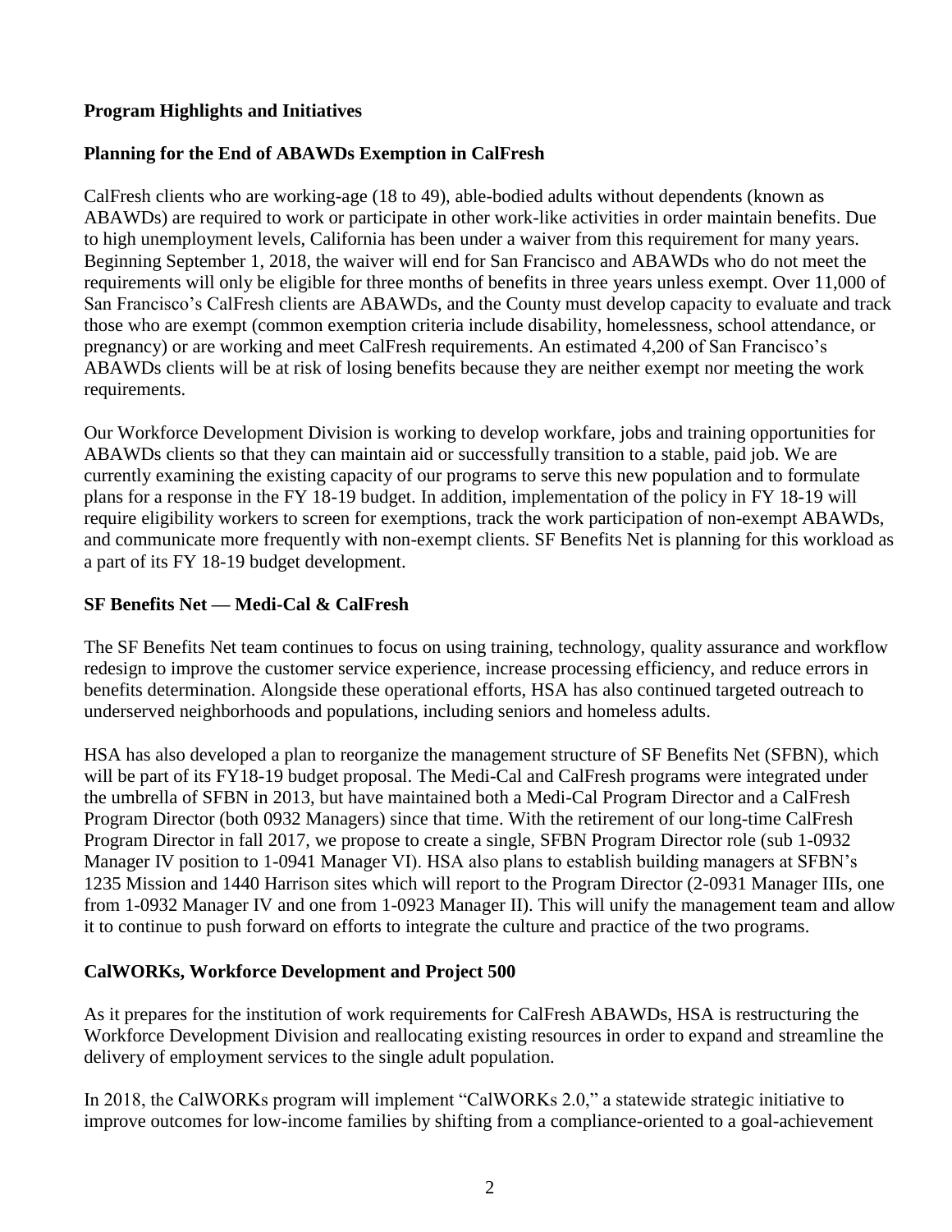**Program Highlights and Initiatives**

**Planning for the End of ABAWDs Exemption in CalFresh**

CalFresh clients who are working-age (18 to 49), able-bodied adults without dependents (known as ABAWDs) are required to work or participate in other work-like activities in order maintain benefits. Due to high unemployment levels, California has been under a waiver from this requirement for many years. Beginning September 1, 2018, the waiver will end for San Francisco and ABAWDs who do not meet the requirements will only be eligible for three months of benefits in three years unless exempt. Over 11,000 of San Francisco's CalFresh clients are ABAWDs, and the County must develop capacity to evaluate and track those who are exempt (common exemption criteria include disability, homelessness, school attendance, or pregnancy) or are working and meet CalFresh requirements. An estimated 4,200 of San Francisco's ABAWDs clients will be at risk of losing benefits because they are neither exempt nor meeting the work requirements.

Our Workforce Development Division is working to develop workfare, jobs and training opportunities for ABAWDs clients so that they can maintain aid or successfully transition to a stable, paid job. We are currently examining the existing capacity of our programs to serve this new population and to formulate plans for a response in the FY 18-19 budget. In addition, implementation of the policy in FY 18-19 will require eligibility workers to screen for exemptions, track the work participation of non-exempt ABAWDs, and communicate more frequently with non-exempt clients. SF Benefits Net is planning for this workload as a part of its FY 18-19 budget development.

**SF Benefits Net — Medi-Cal & CalFresh**

The SF Benefits Net team continues to focus on using training, technology, quality assurance and workflow redesign to improve the customer service experience, increase processing efficiency, and reduce errors in benefits determination. Alongside these operational efforts, HSA has also continued targeted outreach to underserved neighborhoods and populations, including seniors and homeless adults.

HSA has also developed a plan to reorganize the management structure of SF Benefits Net (SFBN), which will be part of its FY18-19 budget proposal. The Medi-Cal and CalFresh programs were integrated under the umbrella of SFBN in 2013, but have maintained both a Medi-Cal Program Director and a CalFresh Program Director (both 0932 Managers) since that time. With the retirement of our long-time CalFresh Program Director in fall 2017, we propose to create a single, SFBN Program Director role (sub 1-0932 Manager IV position to 1-0941 Manager VI). HSA also plans to establish building managers at SFBN's 1235 Mission and 1440 Harrison sites which will report to the Program Director (2-0931 Manager IIIs, one from 1-0932 Manager IV and one from 1-0923 Manager II). This will unify the management team and allow it to continue to push forward on efforts to integrate the culture and practice of the two programs.

**CalWORKs, Workforce Development and Project 500**

As it prepares for the institution of work requirements for CalFresh ABAWDs, HSA is restructuring the Workforce Development Division and reallocating existing resources in order to expand and streamline the delivery of employment services to the single adult population.

In 2018, the CalWORKs program will implement "CalWORKs 2.0," a statewide strategic initiative to improve outcomes for low-income families by shifting from a compliance-oriented to a goal-achievement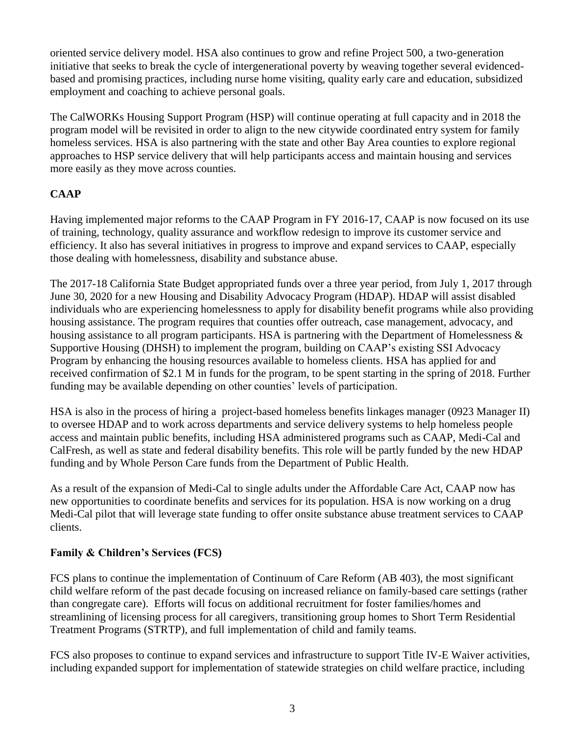oriented service delivery model. HSA also continues to grow and refine Project 500, a two-generation initiative that seeks to break the cycle of intergenerational poverty by weaving together several evidenced-based and promising practices, including nurse home visiting, quality early care and education, subsidized employment and coaching to achieve personal goals.

The CalWORKs Housing Support Program (HSP) will continue operating at full capacity and in 2018 the program model will be revisited in order to align to the new citywide coordinated entry system for family homeless services. HSA is also partnering with the state and other Bay Area counties to explore regional approaches to HSP service delivery that will help participants access and maintain housing and services more easily as they move across counties.

**CAAP**

Having implemented major reforms to the CAAP Program in FY 2016-17, CAAP is now focused on its use of training, technology, quality assurance and workflow redesign to improve its customer service and efficiency. It also has several initiatives in progress to improve and expand services to CAAP, especially those dealing with homelessness, disability and substance abuse.

The 2017-18 California State Budget appropriated funds over a three year period, from July 1, 2017 through June 30, 2020 for a new Housing and Disability Advocacy Program (HDAP). HDAP will assist disabled individuals who are experiencing homelessness to apply for disability benefit programs while also providing housing assistance. The program requires that counties offer outreach, case management, advocacy, and housing assistance to all program participants. HSA is partnering with the Department of Homelessness & Supportive Housing (DHSH) to implement the program, building on CAAP's existing SSI Advocacy Program by enhancing the housing resources available to homeless clients. HSA has applied for and received confirmation of $2.1 M in funds for the program, to be spent starting in the spring of 2018. Further funding may be available depending on other counties' levels of participation.

HSA is also in the process of hiring a project-based homeless benefits linkages manager (0923 Manager II) to oversee HDAP and to work across departments and service delivery systems to help homeless people access and maintain public benefits, including HSA administered programs such as CAAP, Medi-Cal and CalFresh, as well as state and federal disability benefits. This role will be partly funded by the new HDAP funding and by Whole Person Care funds from the Department of Public Health.

As a result of the expansion of Medi-Cal to single adults under the Affordable Care Act, CAAP now has new opportunities to coordinate benefits and services for its population. HSA is now working on a drug Medi-Cal pilot that will leverage state funding to offer onsite substance abuse treatment services to CAAP clients.

**Family & Children's Services (FCS)**

FCS plans to continue the implementation of Continuum of Care Reform (AB 403), the most significant child welfare reform of the past decade focusing on increased reliance on family-based care settings (rather than congregate care). Efforts will focus on additional recruitment for foster families/homes and streamlining of licensing process for all caregivers, transitioning group homes to Short Term Residential Treatment Programs (STRTP), and full implementation of child and family teams.

FCS also proposes to continue to expand services and infrastructure to support Title IV-E Waiver activities, including expanded support for implementation of statewide strategies on child welfare practice, including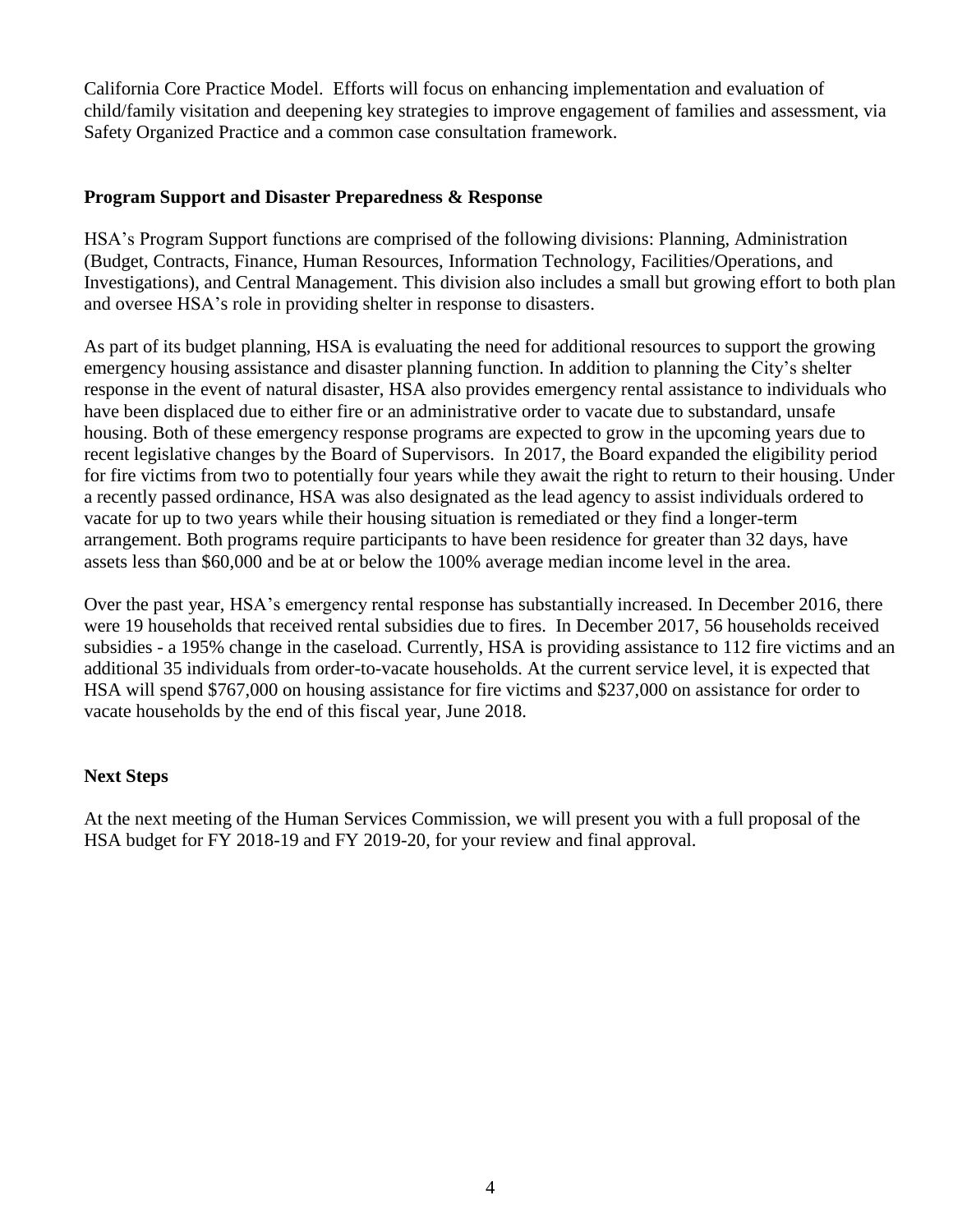California Core Practice Model. Efforts will focus on enhancing implementation and evaluation of child/family visitation and deepening key strategies to improve engagement of families and assessment, via Safety Organized Practice and a common case consultation framework.

**Program Support and Disaster Preparedness & Response**

HSA's Program Support functions are comprised of the following divisions: Planning, Administration (Budget, Contracts, Finance, Human Resources, Information Technology, Facilities/Operations, and Investigations), and Central Management. This division also includes a small but growing effort to both plan and oversee HSA's role in providing shelter in response to disasters.

As part of its budget planning, HSA is evaluating the need for additional resources to support the growing emergency housing assistance and disaster planning function. In addition to planning the City's shelter response in the event of natural disaster, HSA also provides emergency rental assistance to individuals who have been displaced due to either fire or an administrative order to vacate due to substandard, unsafe housing. Both of these emergency response programs are expected to grow in the upcoming years due to recent legislative changes by the Board of Supervisors. In 2017, the Board expanded the eligibility period for fire victims from two to potentially four years while they await the right to return to their housing. Under a recently passed ordinance, HSA was also designated as the lead agency to assist individuals ordered to vacate for up to two years while their housing situation is remediated or they find a longer-term arrangement. Both programs require participants to have been residence for greater than 32 days, have assets less than $60,000 and be at or below the 100% average median income level in the area.

Over the past year, HSA's emergency rental response has substantially increased. In December 2016, there were 19 households that received rental subsidies due to fires. In December 2017, 56 households received subsidies - a 195% change in the caseload. Currently, HSA is providing assistance to 112 fire victims and an additional 35 individuals from order-to-vacate households. At the current service level, it is expected that HSA will spend $767,000 on housing assistance for fire victims and $237,000 on assistance for order to vacate households by the end of this fiscal year, June 2018.

**Next Steps**

At the next meeting of the Human Services Commission, we will present you with a full proposal of the HSA budget for FY 2018-19 and FY 2019-20, for your review and final approval.